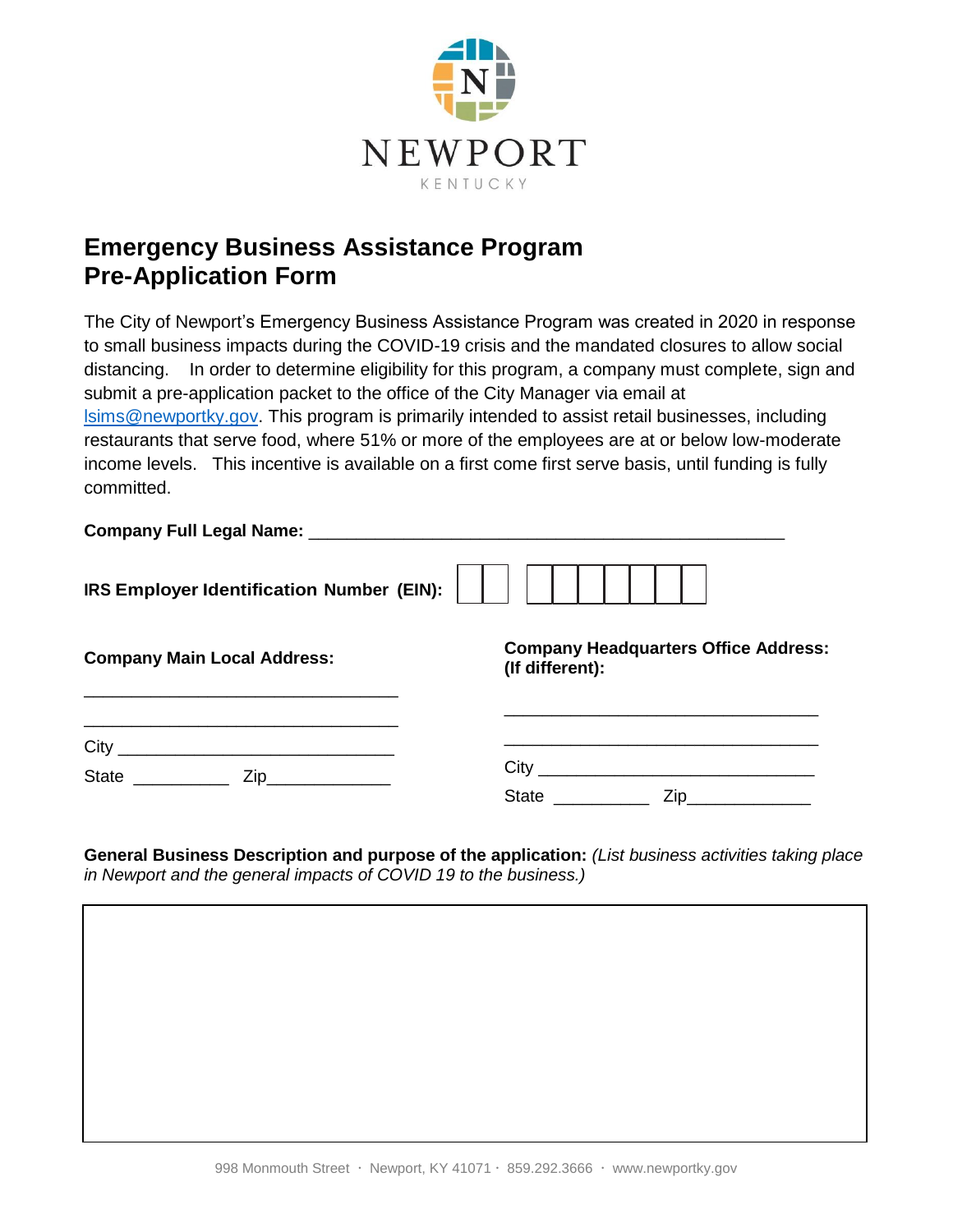NEWPORT

KENTUCKY

# Emergency Business Assistance Program
# Pre-Application Form

The City of Newport's Emergency Business Assistance Program was created in 2020 in response to small business impacts during the COVID-19 crisis and the mandated closures to allow social distancing. In order to determine eligibility for this program, a company must complete, sign and submit a pre-application packet to the office of the City Manager via email at lsims@newportky.gov. This program is primarily intended to assist retail businesses, including restaurants that serve food, where 51% or more of the employees are at or below low-moderate income levels. This incentive is available on a first come first serve basis, until funding is fully committed.

**Company Full Legal Name:** ___________________________________________________

**IRS Employer Identification Number (EIN):** | | | – | | | | | | | |

**Company Main Local Address:**

________________________________

________________________________

City ____________________________

State __________ Zip_____________

**Company Headquarters Office Address: (If different):**

________________________________

________________________________

City ____________________________

State __________ Zip_____________

**General Business Description and purpose of the application:** *(List business activities taking place in Newport and the general impacts of COVID 19 to the business.)*

| |
|---|
| |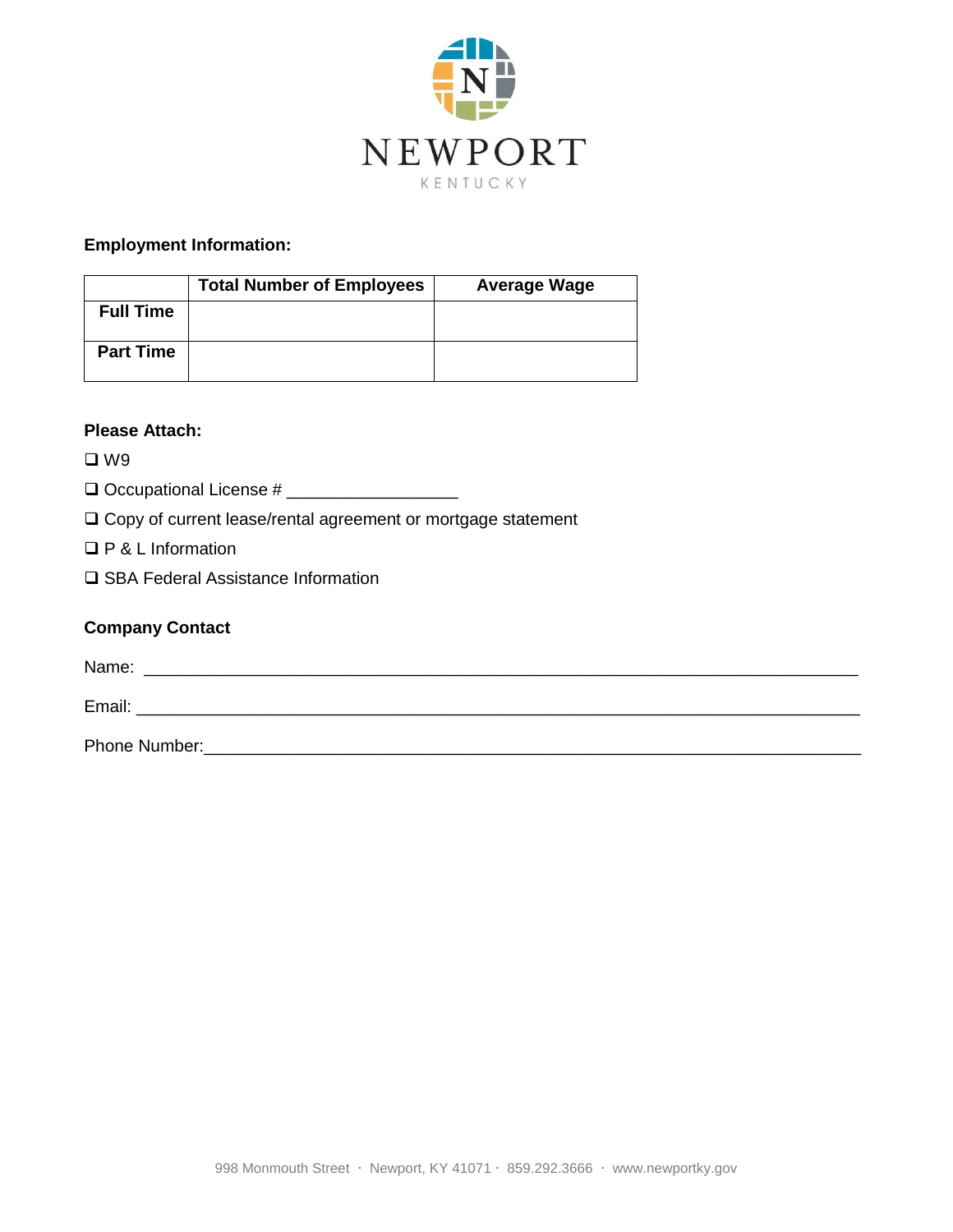**Employment Information:**

| | Total Number of Employees | Average Wage |
|---|---|---|
| **Full Time** | | |
| **Part Time** | | |

**Please Attach:**

- ❑ W9
- ❑ Occupational License # ________________
- ❑ Copy of current lease/rental agreement or mortgage statement
- ❑ P & L Information
- ❑ SBA Federal Assistance Information

**Company Contact**

Name: ______________________________________________________________________

Email: ______________________________________________________________________

Phone Number: _______________________________________________________________